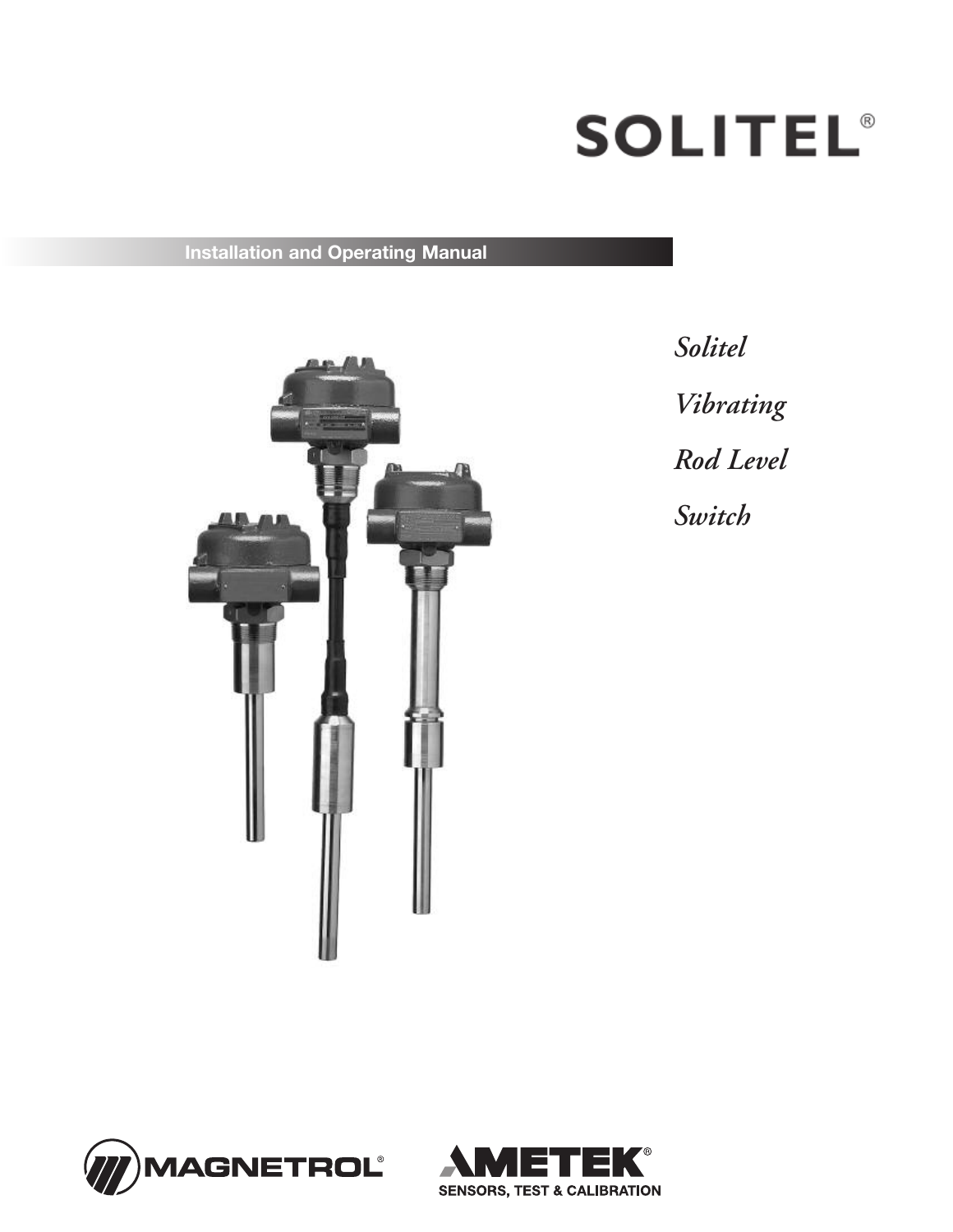# SOLITEL®

**Installation and Operating Manual**

*Solitel*

*Vibrating*

*Rod Level*

*Switch*

MAGNETROL®

AMETEK®
SENSORS, TEST & CALIBRATION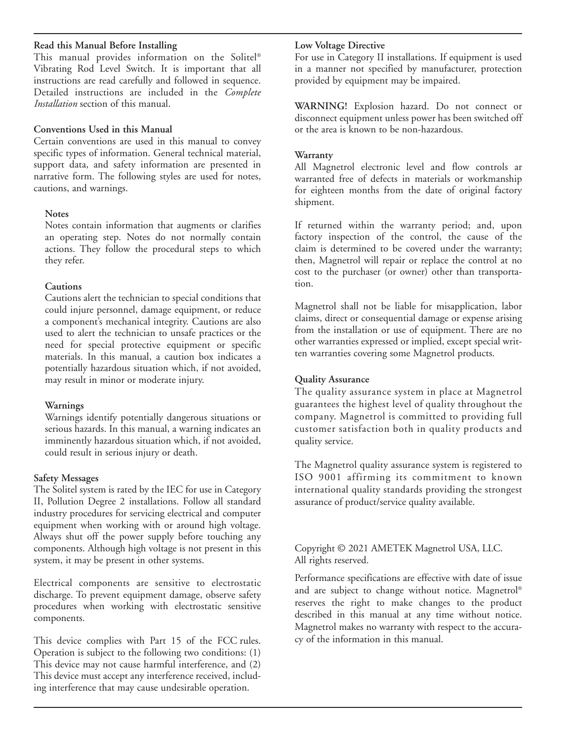**Read this Manual Before Installing**

This manual provides information on the Solitel® Vibrating Rod Level Switch. It is important that all instructions are read carefully and followed in sequence. Detailed instructions are included in the *Complete Installation* section of this manual.

**Conventions Used in this Manual**

Certain conventions are used in this manual to convey specific types of information. General technical material, support data, and safety information are presented in narrative form. The following styles are used for notes, cautions, and warnings.

**Notes**

Notes contain information that augments or clarifies an operating step. Notes do not normally contain actions. They follow the procedural steps to which they refer.

**Cautions**

Cautions alert the technician to special conditions that could injure personnel, damage equipment, or reduce a component's mechanical integrity. Cautions are also used to alert the technician to unsafe practices or the need for special protective equipment or specific materials. In this manual, a caution box indicates a potentially hazardous situation which, if not avoided, may result in minor or moderate injury.

**Warnings**

Warnings identify potentially dangerous situations or serious hazards. In this manual, a warning indicates an imminently hazardous situation which, if not avoided, could result in serious injury or death.

**Safety Messages**

The Solitel system is rated by the IEC for use in Category II, Pollution Degree 2 installations. Follow all standard industry procedures for servicing electrical and computer equipment when working with or around high voltage. Always shut off the power supply before touching any components. Although high voltage is not present in this system, it may be present in other systems.

Electrical components are sensitive to electrostatic discharge. To prevent equipment damage, observe safety procedures when working with electrostatic sensitive components.

This device complies with Part 15 of the FCC rules. Operation is subject to the following two conditions: (1) This device may not cause harmful interference, and (2) This device must accept any interference received, including interference that may cause undesirable operation.

**Low Voltage Directive**

For use in Category II installations. If equipment is used in a manner not specified by manufacturer, protection provided by equipment may be impaired.

**WARNING!** Explosion hazard. Do not connect or disconnect equipment unless power has been switched off or the area is known to be non-hazardous.

**Warranty**

All Magnetrol electronic level and flow controls ar warranted free of defects in materials or workmanship for eighteen months from the date of original factory shipment.

If returned within the warranty period; and, upon factory inspection of the control, the cause of the claim is determined to be covered under the warranty; then, Magnetrol will repair or replace the control at no cost to the purchaser (or owner) other than transportation.

Magnetrol shall not be liable for misapplication, labor claims, direct or consequential damage or expense arising from the installation or use of equipment. There are no other warranties expressed or implied, except special written warranties covering some Magnetrol products.

**Quality Assurance**

The quality assurance system in place at Magnetrol guarantees the highest level of quality throughout the company. Magnetrol is committed to providing full customer satisfaction both in quality products and quality service.

The Magnetrol quality assurance system is registered to ISO 9001 affirming its commitment to known international quality standards providing the strongest assurance of product/service quality available.

Copyright © 2021 AMETEK Magnetrol USA, LLC.
All rights reserved.

Performance specifications are effective with date of issue and are subject to change without notice. Magnetrol® reserves the right to make changes to the product described in this manual at any time without notice. Magnetrol makes no warranty with respect to the accuracy of the information in this manual.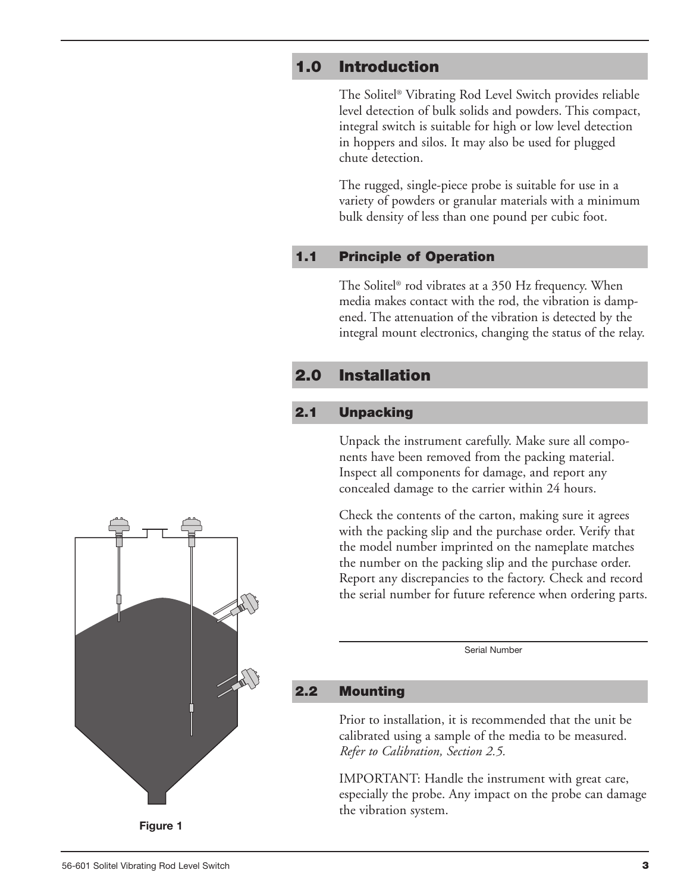## 1.0 Introduction

The Solitel® Vibrating Rod Level Switch provides reliable level detection of bulk solids and powders. This compact, integral switch is suitable for high or low level detection in hoppers and silos. It may also be used for plugged chute detection.

The rugged, single-piece probe is suitable for use in a variety of powders or granular materials with a minimum bulk density of less than one pound per cubic foot.

### 1.1 Principle of Operation

The Solitel® rod vibrates at a 350 Hz frequency. When media makes contact with the rod, the vibration is dampened. The attenuation of the vibration is detected by the integral mount electronics, changing the status of the relay.

## 2.0 Installation

### 2.1 Unpacking

Unpack the instrument carefully. Make sure all components have been removed from the packing material. Inspect all components for damage, and report any concealed damage to the carrier within 24 hours.

Check the contents of the carton, making sure it agrees with the packing slip and the purchase order. Verify that the model number imprinted on the nameplate matches the number on the packing slip and the purchase order. Report any discrepancies to the factory. Check and record the serial number for future reference when ordering parts.

\_\_\_\_\_\_\_\_\_\_\_\_\_\_\_\_\_\_\_\_\_\_\_\_\_\_\_\_\_\_\_\_

Serial Number

### 2.2 Mounting

Prior to installation, it is recommended that the unit be calibrated using a sample of the media to be measured. *Refer to Calibration, Section 2.5.*

IMPORTANT: Handle the instrument with great care, especially the probe. Any impact on the probe can damage the vibration system.

**Figure 1**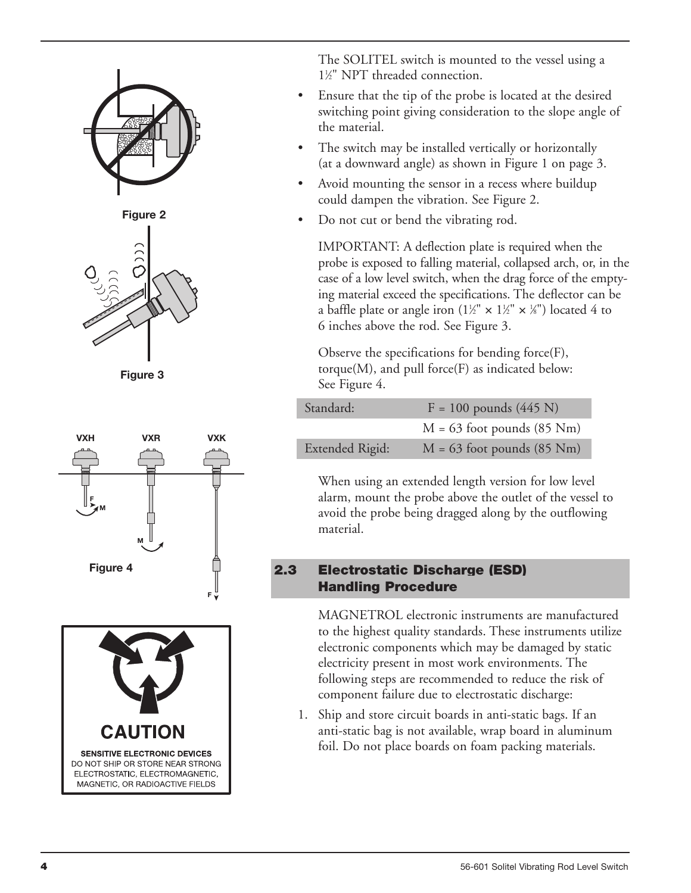The SOLITEL switch is mounted to the vessel using a 1½" NPT threaded connection.

- Ensure that the tip of the probe is located at the desired switching point giving consideration to the slope angle of the material.
- The switch may be installed vertically or horizontally (at a downward angle) as shown in Figure 1 on page 3.
- Avoid mounting the sensor in a recess where buildup could dampen the vibration. See Figure 2.
- Do not cut or bend the vibrating rod.

IMPORTANT: A deflection plate is required when the probe is exposed to falling material, collapsed arch, or, in the case of a low level switch, when the drag force of the emptying material exceed the specifications. The deflector can be a baffle plate or angle iron (1½" × 1½" × ⅛") located 4 to 6 inches above the rod. See Figure 3.

Observe the specifications for bending force(F), torque(M), and pull force(F) as indicated below: See Figure 4.

| | |
|---|---|
| Standard: | F = 100 pounds (445 N) |
| | M = 63 foot pounds (85 Nm) |
| Extended Rigid: | M = 63 foot pounds (85 Nm) |

When using an extended length version for low level alarm, mount the probe above the outlet of the vessel to avoid the probe being dragged along by the outflowing material.

Figure 2

Figure 3

Figure 4

## 2.3 Electrostatic Discharge (ESD) Handling Procedure

MAGNETROL electronic instruments are manufactured to the highest quality standards. These instruments utilize electronic components which may be damaged by static electricity present in most work environments. The following steps are recommended to reduce the risk of component failure due to electrostatic discharge:

1. Ship and store circuit boards in anti-static bags. If an anti-static bag is not available, wrap board in aluminum foil. Do not place boards on foam packing materials.

**CAUTION**

**SENSITIVE ELECTRONIC DEVICES**
DO NOT SHIP OR STORE NEAR STRONG ELECTROSTATIC, ELECTROMAGNETIC, MAGNETIC, OR RADIOACTIVE FIELDS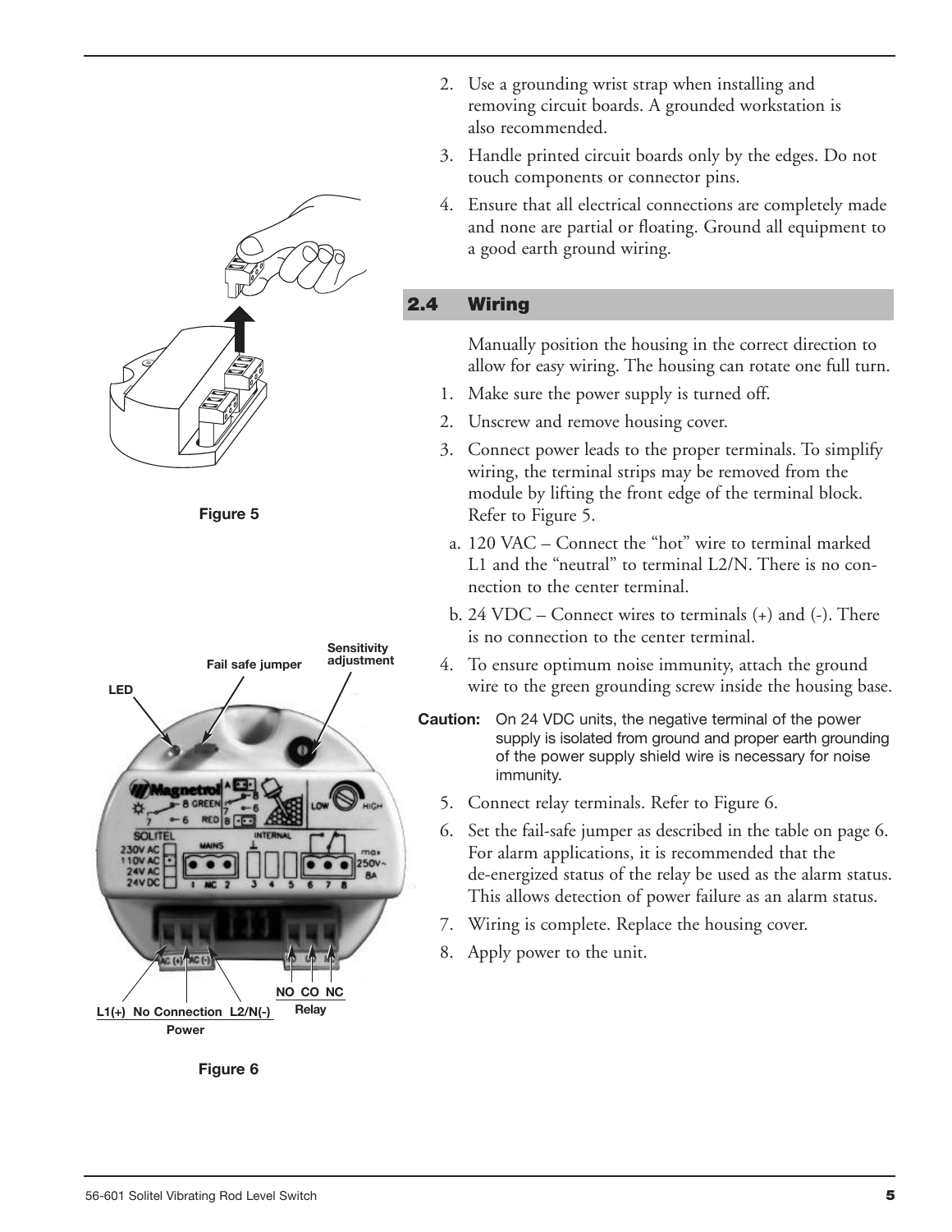2. Use a grounding wrist strap when installing and removing circuit boards. A grounded workstation is also recommended.
3. Handle printed circuit boards only by the edges. Do not touch components or connector pins.
4. Ensure that all electrical connections are completely made and none are partial or floating. Ground all equipment to a good earth ground wiring.

Figure 5

## 2.4 Wiring

Manually position the housing in the correct direction to allow for easy wiring. The housing can rotate one full turn.

1. Make sure the power supply is turned off.
2. Unscrew and remove housing cover.
3. Connect power leads to the proper terminals. To simplify wiring, the terminal strips may be removed from the module by lifting the front edge of the terminal block. Refer to Figure 5.
   a. 120 VAC – Connect the "hot" wire to terminal marked L1 and the "neutral" to terminal L2/N. There is no connection to the center terminal.
   b. 24 VDC – Connect wires to terminals (+) and (-). There is no connection to the center terminal.
4. To ensure optimum noise immunity, attach the ground wire to the green grounding screw inside the housing base.

**Caution:** On 24 VDC units, the negative terminal of the power supply is isolated from ground and proper earth grounding of the power supply shield wire is necessary for noise immunity.

5. Connect relay terminals. Refer to Figure 6.
6. Set the fail-safe jumper as described in the table on page 6. For alarm applications, it is recommended that the de-energized status of the relay be used as the alarm status. This allows detection of power failure as an alarm status.
7. Wiring is complete. Replace the housing cover.
8. Apply power to the unit.

LED, Fail safe jumper, Sensitivity adjustment, L1(+) No Connection L2/N(-) Power, NO CO NC Relay

Figure 6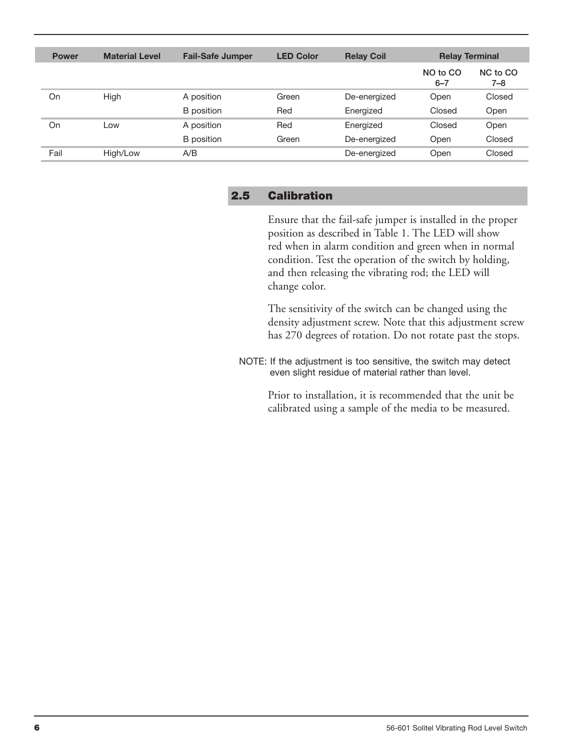| Power | Material Level | Fail-Safe Jumper | LED Color | Relay Coil | Relay Terminal | |
|---|---|---|---|---|---|---|
| | | | | | NO to CO 6–7 | NC to CO 7–8 |
| On | High | A position | Green | De-energized | Open | Closed |
| | | B position | Red | Energized | Closed | Open |
| On | Low | A position | Red | Energized | Closed | Open |
| | | B position | Green | De-energized | Open | Closed |
| Fail | High/Low | A/B | | De-energized | Open | Closed |

## 2.5 Calibration

Ensure that the fail-safe jumper is installed in the proper position as described in Table 1. The LED will show red when in alarm condition and green when in normal condition. Test the operation of the switch by holding, and then releasing the vibrating rod; the LED will change color.

The sensitivity of the switch can be changed using the density adjustment screw. Note that this adjustment screw has 270 degrees of rotation. Do not rotate past the stops.

NOTE: If the adjustment is too sensitive, the switch may detect even slight residue of material rather than level.

Prior to installation, it is recommended that the unit be calibrated using a sample of the media to be measured.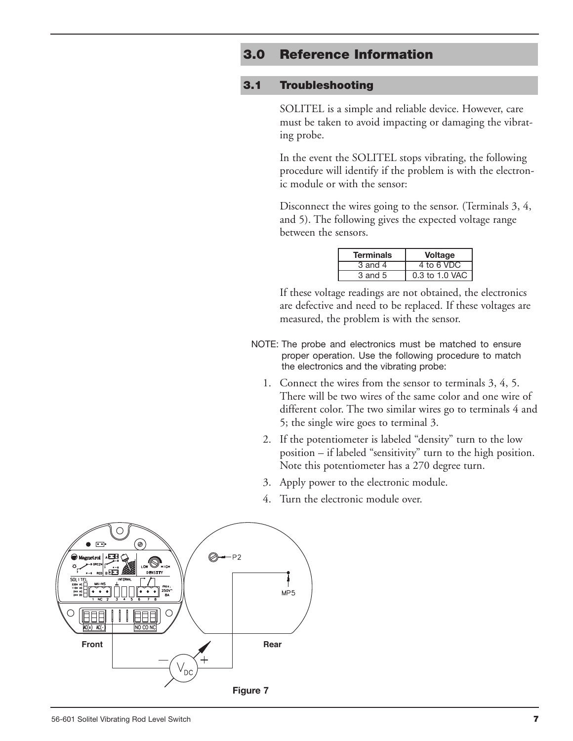# 3.0 Reference Information

## 3.1 Troubleshooting

SOLITEL is a simple and reliable device. However, care must be taken to avoid impacting or damaging the vibrating probe.

In the event the SOLITEL stops vibrating, the following procedure will identify if the problem is with the electronic module or with the sensor:

Disconnect the wires going to the sensor. (Terminals 3, 4, and 5). The following gives the expected voltage range between the sensors.

| Terminals | Voltage |
|---|---|
| 3 and 4 | 4 to 6 VDC |
| 3 and 5 | 0.3 to 1.0 VAC |

If these voltage readings are not obtained, the electronics are defective and need to be replaced. If these voltages are measured, the problem is with the sensor.

NOTE: The probe and electronics must be matched to ensure proper operation. Use the following procedure to match the electronics and the vibrating probe:

1. Connect the wires from the sensor to terminals 3, 4, 5. There will be two wires of the same color and one wire of different color. The two similar wires go to terminals 4 and 5; the single wire goes to terminal 3.
2. If the potentiometer is labeled "density" turn to the low position – if labeled "sensitivity" turn to the high position. Note this potentiometer has a 270 degree turn.
3. Apply power to the electronic module.
4. Turn the electronic module over.

Figure 7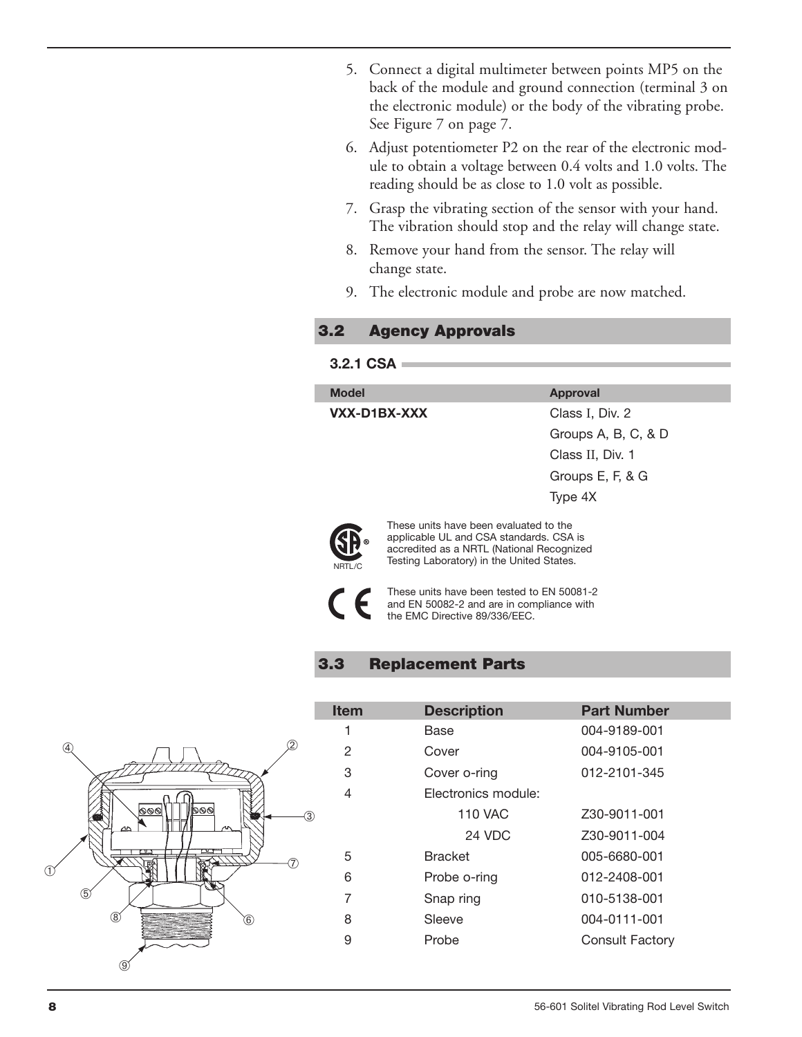5. Connect a digital multimeter between points MP5 on the back of the module and ground connection (terminal 3 on the electronic module) or the body of the vibrating probe. See Figure 7 on page 7.
6. Adjust potentiometer P2 on the rear of the electronic module to obtain a voltage between 0.4 volts and 1.0 volts. The reading should be as close to 1.0 volt as possible.
7. Grasp the vibrating section of the sensor with your hand. The vibration should stop and the relay will change state.
8. Remove your hand from the sensor. The relay will change state.
9. The electronic module and probe are now matched.

## 3.2 Agency Approvals

### 3.2.1 CSA

| Model | Approval |
|---|---|
| **VXX-D1BX-XXX** | Class I, Div. 2 |
| | Groups A, B, C, & D |
| | Class II, Div. 1 |
| | Groups E, F, & G |
| | Type 4X |

NRTL/C

These units have been evaluated to the applicable UL and CSA standards. CSA is accredited as a NRTL (National Recognized Testing Laboratory) in the United States.

These units have been tested to EN 50081-2 and EN 50082-2 and are in compliance with the EMC Directive 89/336/EEC.

## 3.3 Replacement Parts

| Item | Description | Part Number |
|---|---|---|
| 1 | Base | 004-9189-001 |
| 2 | Cover | 004-9105-001 |
| 3 | Cover o-ring | 012-2101-345 |
| 4 | Electronics module: | |
| | 110 VAC | Z30-9011-001 |
| | 24 VDC | Z30-9011-004 |
| 5 | Bracket | 005-6680-001 |
| 6 | Probe o-ring | 012-2408-001 |
| 7 | Snap ring | 010-5138-001 |
| 8 | Sleeve | 004-0111-001 |
| 9 | Probe | Consult Factory |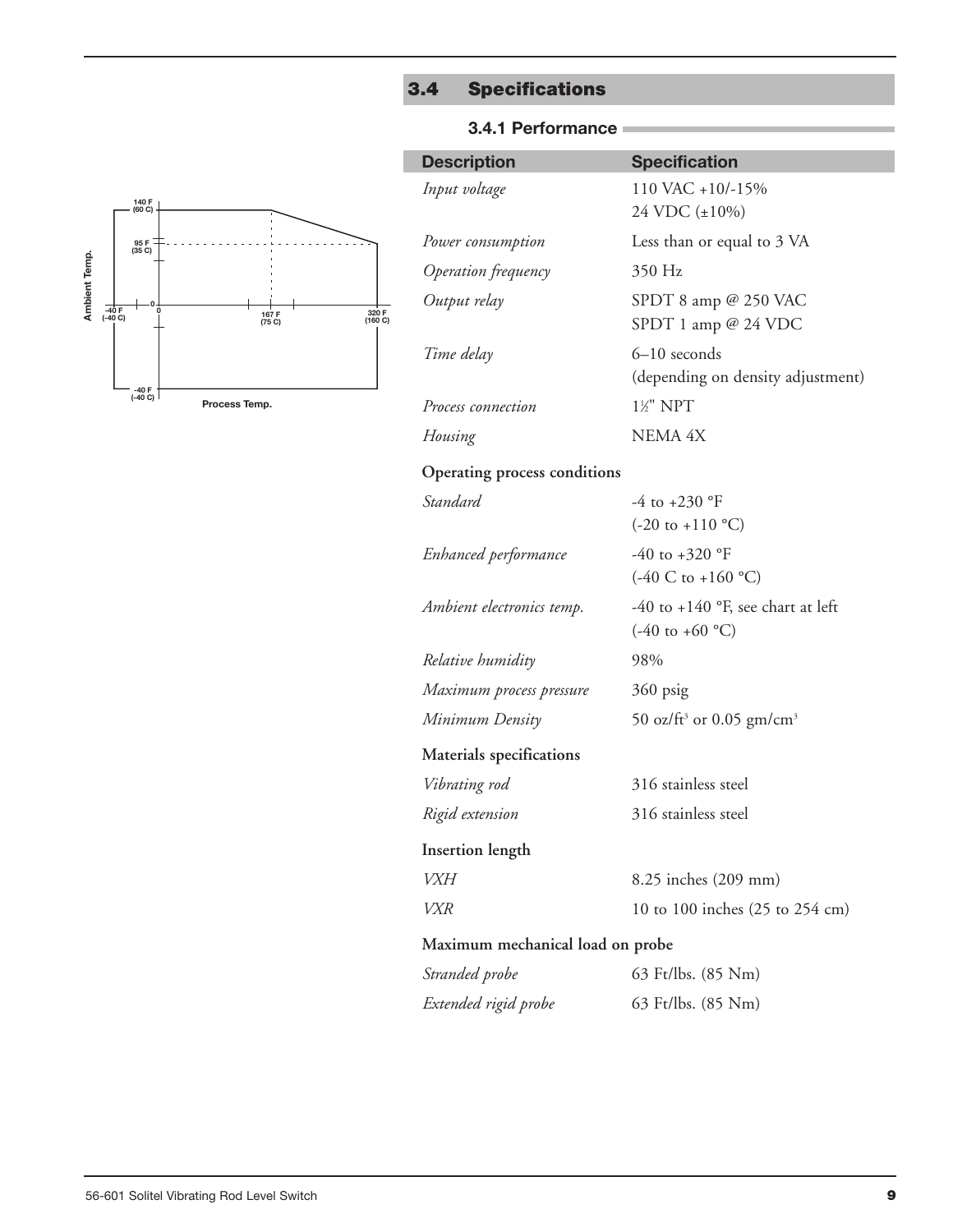## 3.4 Specifications

### 3.4.1 Performance

| Description | Specification |
| --- | --- |
| *Input voltage* | 110 VAC +10/-15%<br>24 VDC (±10%) |
| *Power consumption* | Less than or equal to 3 VA |
| *Operation frequency* | 350 Hz |
| *Output relay* | SPDT 8 amp @ 250 VAC<br>SPDT 1 amp @ 24 VDC |
| *Time delay* | 6–10 seconds<br>(depending on density adjustment) |
| *Process connection* | 1½" NPT |
| *Housing* | NEMA 4X |
| **Operating process conditions** | |
| *Standard* | -4 to +230 °F<br>(-20 to +110 °C) |
| *Enhanced performance* | -40 to +320 °F<br>(-40 C to +160 °C) |
| *Ambient electronics temp.* | -40 to +140 °F, see chart at left<br>(-40 to +60 °C) |
| *Relative humidity* | 98% |
| *Maximum process pressure* | 360 psig |
| *Minimum Density* | 50 oz/ft$^3$ or 0.05 gm/cm$^3$ |
| **Materials specifications** | |
| *Vibrating rod* | 316 stainless steel |
| *Rigid extension* | 316 stainless steel |
| **Insertion length** | |
| *VXH* | 8.25 inches (209 mm) |
| *VXR* | 10 to 100 inches (25 to 254 cm) |
| **Maximum mechanical load on probe** | |
| *Stranded probe* | 63 Ft/lbs. (85 Nm) |
| *Extended rigid probe* | 63 Ft/lbs. (85 Nm) |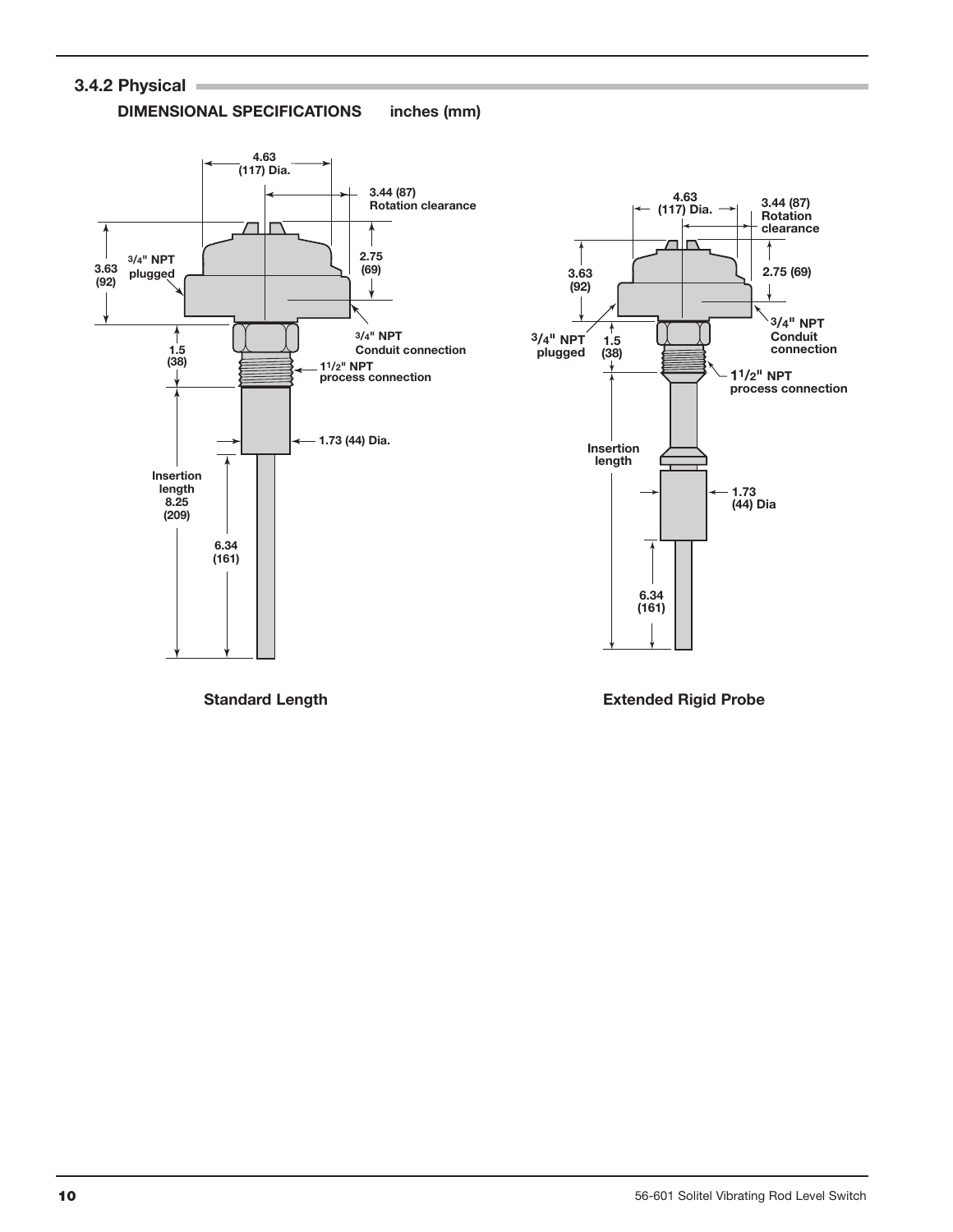## 3.4.2 Physical

**DIMENSIONAL SPECIFICATIONS** inches (mm)

4.63 (117) Dia.

3.44 (87) Rotation clearance

3.63 (92)

3/4" NPT plugged

2.75 (69)

3/4" NPT Conduit connection

1.5 (38)

1 1/2" NPT process connection

1.73 (44) Dia.

Insertion length 8.25 (209)

6.34 (161)

**Standard Length**

4.63 (117) Dia.

3.44 (87) Rotation clearance

3.63 (92)

2.75 (69)

3/4" NPT Conduit connection

3/4" NPT plugged

1.5 (38)

1 1/2" NPT process connection

Insertion length

1.73 (44) Dia

6.34 (161)

**Extended Rigid Probe**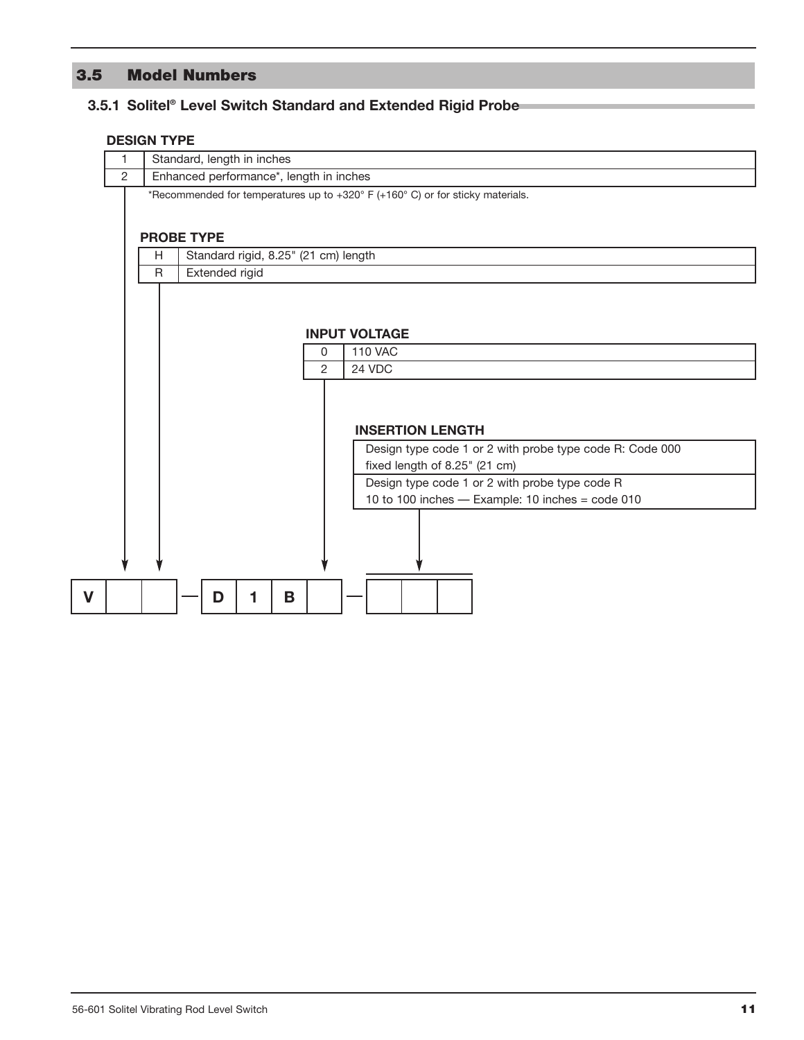## 3.5 Model Numbers

### 3.5.1 Solitel® Level Switch Standard and Extended Rigid Probe

**DESIGN TYPE**

| Code | Description |
|---|---|
| 1 | Standard, length in inches |
| 2 | Enhanced performance*, length in inches |

*Recommended for temperatures up to +320° F (+160° C) or for sticky materials.

**PROBE TYPE**

| Code | Description |
|---|---|
| H | Standard rigid, 8.25" (21 cm) length |
| R | Extended rigid |

**INPUT VOLTAGE**

| Code | Description |
|---|---|
| 0 | 110 VAC |
| 2 | 24 VDC |

**INSERTION LENGTH**

| Description |
|---|
| Design type code 1 or 2 with probe type code R: Code 000 fixed length of 8.25" (21 cm) |
| Design type code 1 or 2 with probe type code R 10 to 100 inches — Example: 10 inches = code 010 |

| V | | | — | D | 1 | B | | — | | | |
|---|---|---|---|---|---|---|---|---|---|---|---|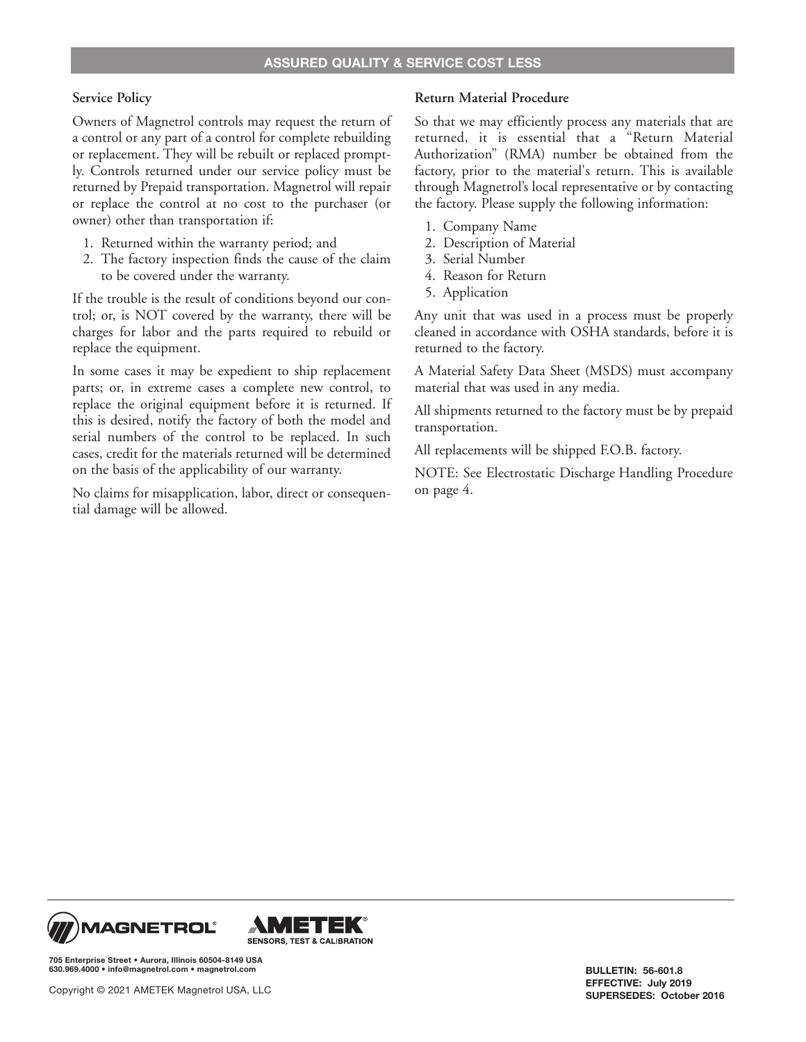## ASSURED QUALITY & SERVICE COST LESS

**Service Policy**

Owners of Magnetrol controls may request the return of a control or any part of a control for complete rebuilding or replacement. They will be rebuilt or replaced promptly. Controls returned under our service policy must be returned by Prepaid transportation. Magnetrol will repair or replace the control at no cost to the purchaser (or owner) other than transportation if:

1. Returned within the warranty period; and
2. The factory inspection finds the cause of the claim to be covered under the warranty.

If the trouble is the result of conditions beyond our control; or, is NOT covered by the warranty, there will be charges for labor and the parts required to rebuild or replace the equipment.

In some cases it may be expedient to ship replacement parts; or, in extreme cases a complete new control, to replace the original equipment before it is returned. If this is desired, notify the factory of both the model and serial numbers of the control to be replaced. In such cases, credit for the materials returned will be determined on the basis of the applicability of our warranty.

No claims for misapplication, labor, direct or consequential damage will be allowed.

**Return Material Procedure**

So that we may efficiently process any materials that are returned, it is essential that a "Return Material Authorization" (RMA) number be obtained from the factory, prior to the material's return. This is available through Magnetrol's local representative or by contacting the factory. Please supply the following information:

1. Company Name
2. Description of Material
3. Serial Number
4. Reason for Return
5. Application

Any unit that was used in a process must be properly cleaned in accordance with OSHA standards, before it is returned to the factory.

A Material Safety Data Sheet (MSDS) must accompany material that was used in any media.

All shipments returned to the factory must be by prepaid transportation.

All replacements will be shipped F.O.B. factory.

NOTE: See Electrostatic Discharge Handling Procedure on page 4.

MAGNETROL® AMETEK® SENSORS, TEST & CALIBRATION

705 Enterprise Street • Aurora, Illinois 60504-8149 USA
630.969.4000 • info@magnetrol.com • magnetrol.com

Copyright © 2021 AMETEK Magnetrol USA, LLC

**BULLETIN: 56-601.8**
**EFFECTIVE: July 2019**
**SUPERSEDES: October 2016**